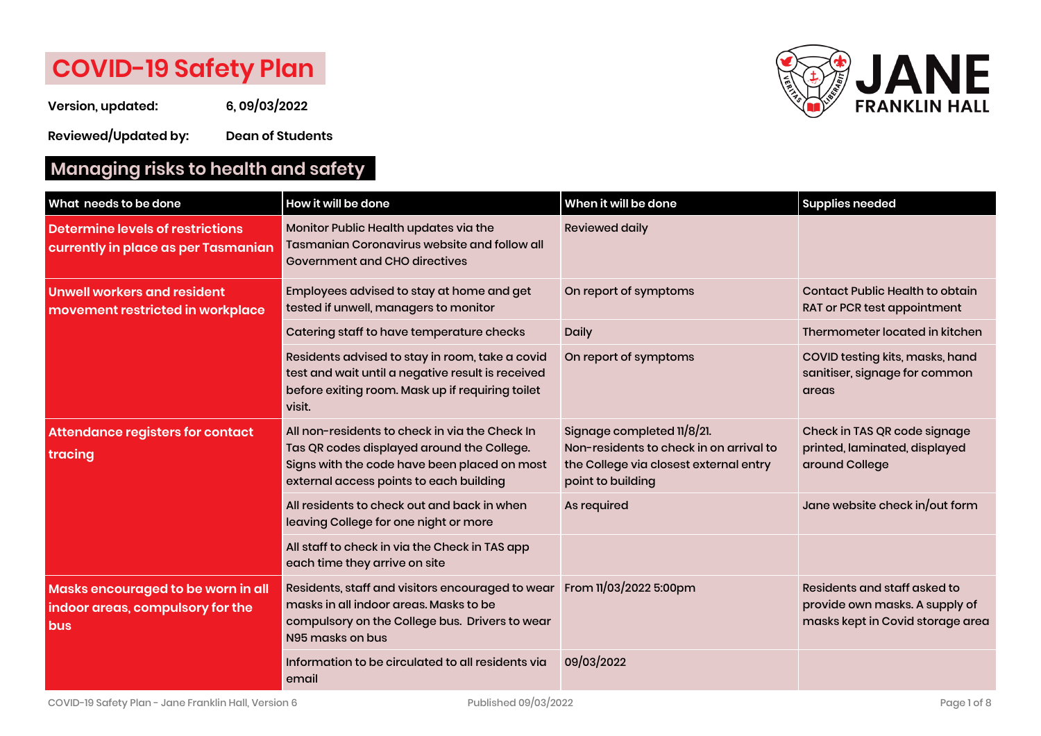# COVID-19 Safety Plan

**Version, updated:** 6, 09/03/2022

**Reviewed/Updated by:** Dean of Students

JANE FRANKLIN HALL

## Managing risks to health and safety

| What needs to be done | How it will be done | When it will be done | Supplies needed |
|---|---|---|---|
| Determine levels of restrictions currently in place as per Tasmanian | Monitor Public Health updates via the Tasmanian Coronavirus website and follow all Government and CHO directives | Reviewed daily | |
| Unwell workers and resident movement restricted in workplace | Employees advised to stay at home and get tested if unwell, managers to monitor | On report of symptoms | Contact Public Health to obtain RAT or PCR test appointment |
| | Catering staff to have temperature checks | Daily | Thermometer located in kitchen |
| | Residents advised to stay in room, take a covid test and wait until a negative result is received before exiting room. Mask up if requiring toilet visit. | On report of symptoms | COVID testing kits, masks, hand sanitiser, signage for common areas |
| Attendance registers for contact tracing | All non-residents to check in via the Check In Tas QR codes displayed around the College. Signs with the code have been placed on most external access points to each building | Signage completed 11/8/21. Non-residents to check in on arrival to the College via closest external entry point to building | Check in TAS QR code signage printed, laminated, displayed around College |
| | All residents to check out and back in when leaving College for one night or more | As required | Jane website check in/out form |
| | All staff to check in via the Check in TAS app each time they arrive on site | | |
| Masks encouraged to be worn in all indoor areas, compulsory for the bus | Residents, staff and visitors encouraged to wear masks in all indoor areas. Masks to be compulsory on the College bus. Drivers to wear N95 masks on bus | From 11/03/2022 5:00pm | Residents and staff asked to provide own masks. A supply of masks kept in Covid storage area |
| | Information to be circulated to all residents via email | 09/03/2022 | |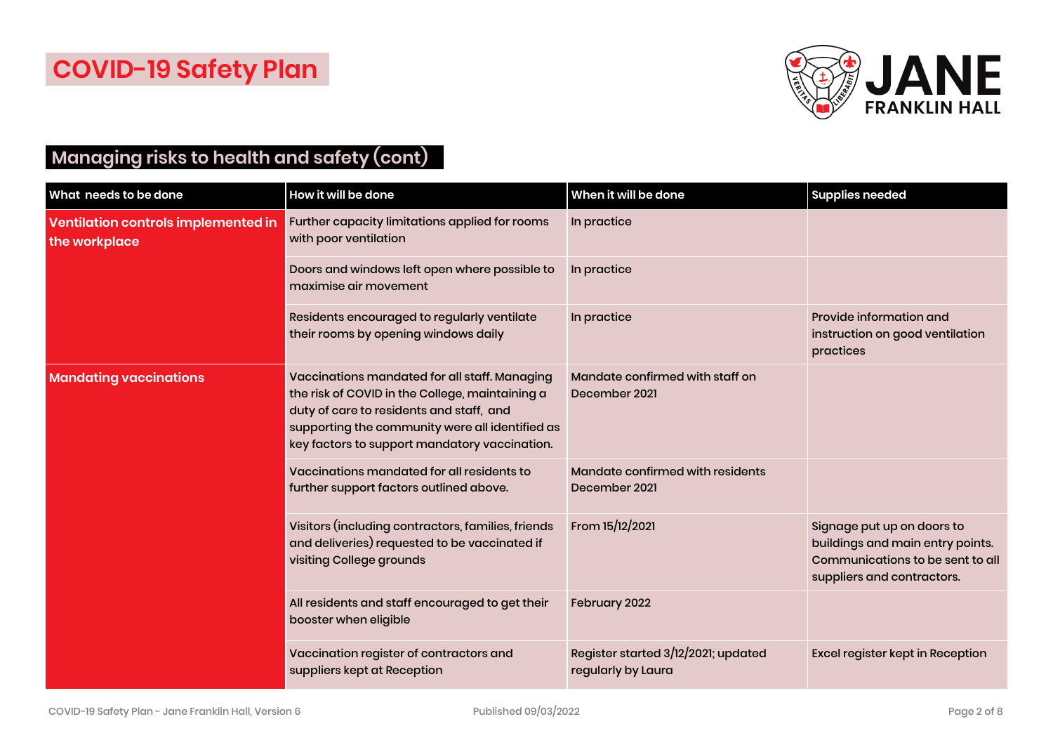# COVID-19 Safety Plan

JANE FRANKLIN HALL

## Managing risks to health and safety (cont)

| What needs to be done | How it will be done | When it will be done | Supplies needed |
|---|---|---|---|
| **Ventilation controls implemented in the workplace** | Further capacity limitations applied for rooms with poor ventilation | In practice | |
| | Doors and windows left open where possible to maximise air movement | In practice | |
| | Residents encouraged to regularly ventilate their rooms by opening windows daily | In practice | Provide information and instruction on good ventilation practices |
| **Mandating vaccinations** | Vaccinations mandated for all staff. Managing the risk of COVID in the College, maintaining a duty of care to residents and staff, and supporting the community were all identified as key factors to support mandatory vaccination. | Mandate confirmed with staff on December 2021 | |
| | Vaccinations mandated for all residents to further support factors outlined above. | Mandate confirmed with residents December 2021 | |
| | Visitors (including contractors, families, friends and deliveries) requested to be vaccinated if visiting College grounds | From 15/12/2021 | Signage put up on doors to buildings and main entry points. Communications to be sent to all suppliers and contractors. |
| | All residents and staff encouraged to get their booster when eligible | February 2022 | |
| | Vaccination register of contractors and suppliers kept at Reception | Register started 3/12/2021; updated regularly by Laura | Excel register kept in Reception |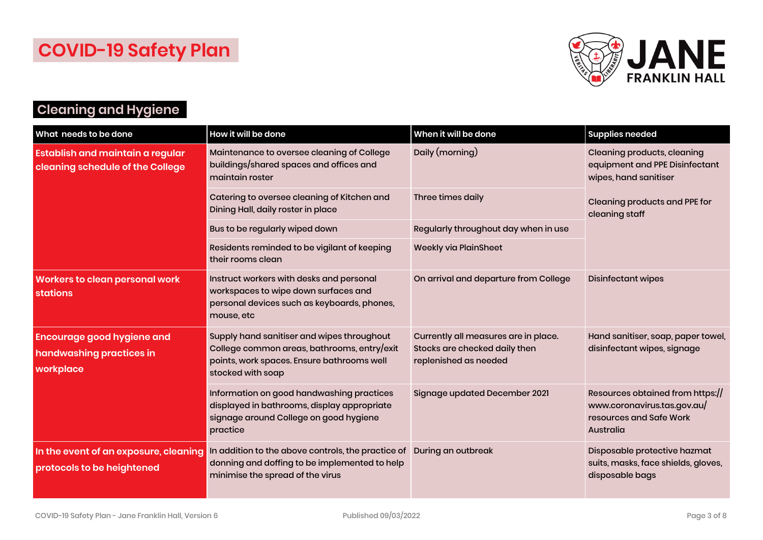# COVID-19 Safety Plan

## Cleaning and Hygiene

| What needs to be done | How it will be done | When it will be done | Supplies needed |
|---|---|---|---|
| **Establish and maintain a regular cleaning schedule of the College** | Maintenance to oversee cleaning of College buildings/shared spaces and offices and maintain roster | Daily (morning) | Cleaning products, cleaning equipment and PPE Disinfectant wipes, hand sanitiser |
| | Catering to oversee cleaning of Kitchen and Dining Hall, daily roster in place | Three times daily | Cleaning products and PPE for cleaning staff |
| | Bus to be regularly wiped down | Regularly throughout day when in use | |
| | Residents reminded to be vigilant of keeping their rooms clean | Weekly via PlainSheet | |
| **Workers to clean personal work stations** | Instruct workers with desks and personal workspaces to wipe down surfaces and personal devices such as keyboards, phones, mouse, etc | On arrival and departure from College | Disinfectant wipes |
| **Encourage good hygiene and handwashing practices in workplace** | Supply hand sanitiser and wipes throughout College common areas, bathrooms, entry/exit points, work spaces. Ensure bathrooms well stocked with soap | Currently all measures are in place. Stocks are checked daily then replenished as needed | Hand sanitiser, soap, paper towel, disinfectant wipes, signage |
| | Information on good handwashing practices displayed in bathrooms, display appropriate signage around College on good hygiene practice | Signage updated December 2021 | Resources obtained from https://www.coronavirus.tas.gov.au/ resources and Safe Work Australia |
| **In the event of an exposure, cleaning protocols to be heightened** | In addition to the above controls, the practice of donning and doffing to be implemented to help minimise the spread of the virus | During an outbreak | Disposable protective hazmat suits, masks, face shields, gloves, disposable bags |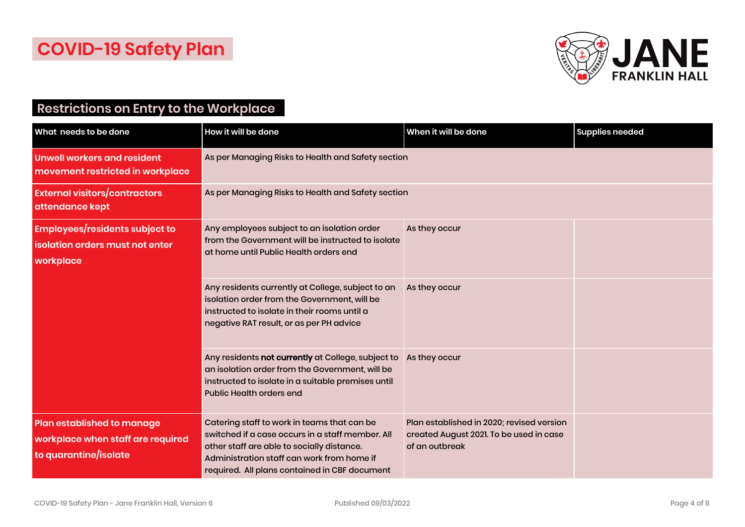# COVID-19 Safety Plan

JANE FRANKLIN HALL

## Restrictions on Entry to the Workplace

| What needs to be done | How it will be done | When it will be done | Supplies needed |
|---|---|---|---|
| **Unwell workers and resident movement restricted in workplace** | As per Managing Risks to Health and Safety section | | |
| **External visitors/contractors attendance kept** | As per Managing Risks to Health and Safety section | | |
| **Employees/residents subject to isolation orders must not enter workplace** | Any employees subject to an isolation order from the Government will be instructed to isolate at home until Public Health orders end | As they occur | |
| | Any residents currently at College, subject to an isolation order from the Government, will be instructed to isolate in their rooms until a negative RAT result, or as per PH advice | As they occur | |
| | Any residents **not currently** at College, subject to an isolation order from the Government, will be instructed to isolate in a suitable premises until Public Health orders end | As they occur | |
| **Plan established to manage workplace when staff are required to quarantine/isolate** | Catering staff to work in teams that can be switched if a case occurs in a staff member. All other staff are able to socially distance. Administration staff can work from home if required. All plans contained in CBF document | Plan established in 2020; revised version created August 2021. To be used in case of an outbreak | |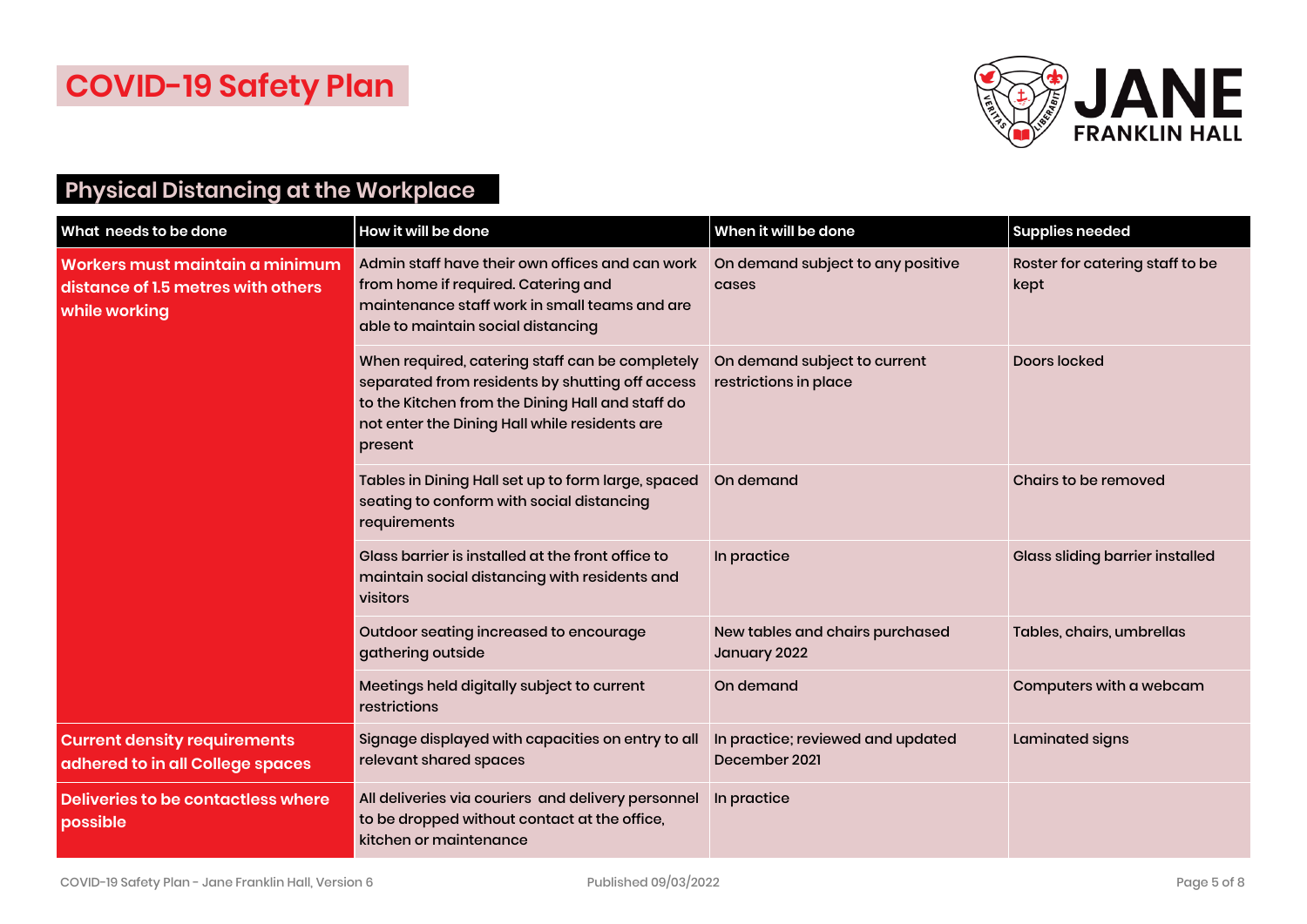# COVID-19 Safety Plan

## Physical Distancing at the Workplace

| What needs to be done | How it will be done | When it will be done | Supplies needed |
|---|---|---|---|
| **Workers must maintain a minimum distance of 1.5 metres with others while working** | Admin staff have their own offices and can work from home if required. Catering and maintenance staff work in small teams and are able to maintain social distancing | On demand subject to any positive cases | Roster for catering staff to be kept |
| | When required, catering staff can be completely separated from residents by shutting off access to the Kitchen from the Dining Hall and staff do not enter the Dining Hall while residents are present | On demand subject to current restrictions in place | Doors locked |
| | Tables in Dining Hall set up to form large, spaced seating to conform with social distancing requirements | On demand | Chairs to be removed |
| | Glass barrier is installed at the front office to maintain social distancing with residents and visitors | In practice | Glass sliding barrier installed |
| | Outdoor seating increased to encourage gathering outside | New tables and chairs purchased January 2022 | Tables, chairs, umbrellas |
| | Meetings held digitally subject to current restrictions | On demand | Computers with a webcam |
| **Current density requirements adhered to in all College spaces** | Signage displayed with capacities on entry to all relevant shared spaces | In practice; reviewed and updated December 2021 | Laminated signs |
| **Deliveries to be contactless where possible** | All deliveries via couriers and delivery personnel to be dropped without contact at the office, kitchen or maintenance | In practice | |

COVID-19 Safety Plan - Jane Franklin Hall, Version 6 Published 09/03/2022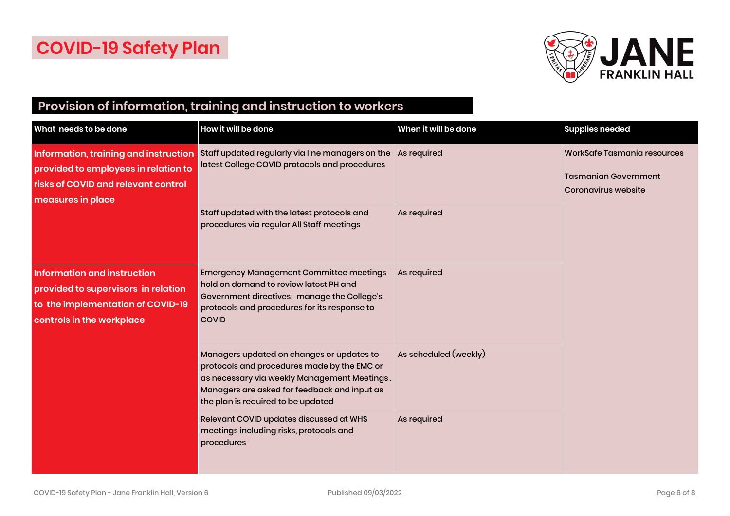# COVID-19 Safety Plan

JANE FRANKLIN HALL

## Provision of information, training and instruction to workers

| What needs to be done | How it will be done | When it will be done | Supplies needed |
|---|---|---|---|
| **Information, training and instruction provided to employees in relation to risks of COVID and relevant control measures in place** | Staff updated regularly via line managers on the latest College COVID protocols and procedures | As required | WorkSafe Tasmania resources<br><br>Tasmanian Government Coronavirus website |
| | Staff updated with the latest protocols and procedures via regular All Staff meetings | As required | |
| **Information and instruction provided to supervisors in relation to the implementation of COVID-19 controls in the workplace** | Emergency Management Committee meetings held on demand to review latest PH and Government directives; manage the College's protocols and procedures for its response to COVID | As required | |
| | Managers updated on changes or updates to protocols and procedures made by the EMC or as necessary via weekly Management Meetings . Managers are asked for feedback and input as the plan is required to be updated | As scheduled (weekly) | |
| | Relevant COVID updates discussed at WHS meetings including risks, protocols and procedures | As required | |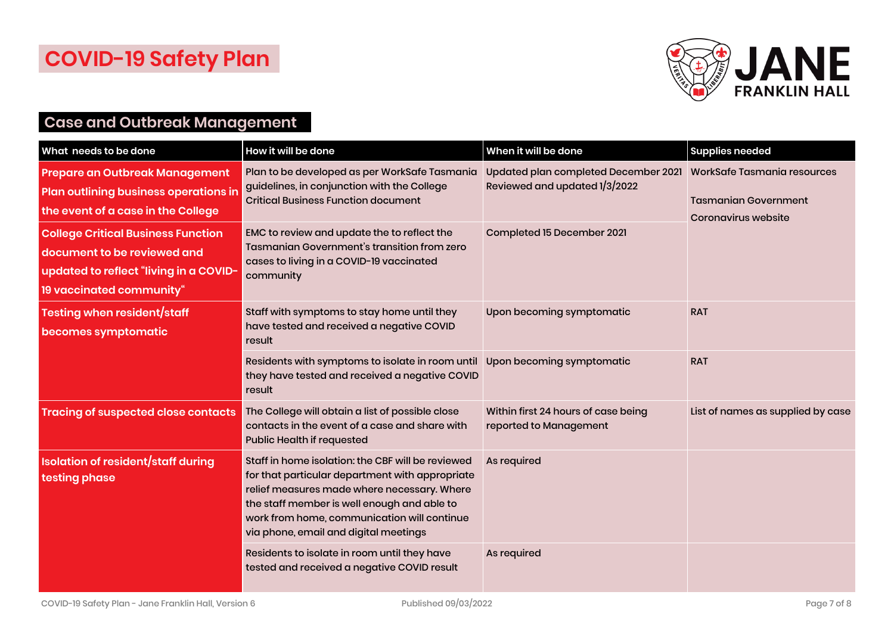# COVID-19 Safety Plan

## Case and Outbreak Management

| What needs to be done | How it will be done | When it will be done | Supplies needed |
|---|---|---|---|
| **Prepare an Outbreak Management Plan outlining business operations in the event of a case in the College** | Plan to be developed as per WorkSafe Tasmania guidelines, in conjunction with the College Critical Business Function document | Updated plan completed December 2021<br>Reviewed and updated 1/3/2022 | WorkSafe Tasmania resources<br><br>Tasmanian Government Coronavirus website |
| **College Critical Business Function document to be reviewed and updated to reflect "living in a COVID-19 vaccinated community"** | EMC to review and update the to reflect the Tasmanian Government's transition from zero cases to living in a COVID-19 vaccinated community | Completed 15 December 2021 | |
| **Testing when resident/staff becomes symptomatic** | Staff with symptoms to stay home until they have tested and received a negative COVID result | Upon becoming symptomatic | RAT |
| | Residents with symptoms to isolate in room until they have tested and received a negative COVID result | Upon becoming symptomatic | RAT |
| **Tracing of suspected close contacts** | The College will obtain a list of possible close contacts in the event of a case and share with Public Health if requested | Within first 24 hours of case being reported to Management | List of names as supplied by case |
| **Isolation of resident/staff during testing phase** | Staff in home isolation: the CBF will be reviewed for that particular department with appropriate relief measures made where necessary. Where the staff member is well enough and able to work from home, communication will continue via phone, email and digital meetings | As required | |
| | Residents to isolate in room until they have tested and received a negative COVID result | As required | |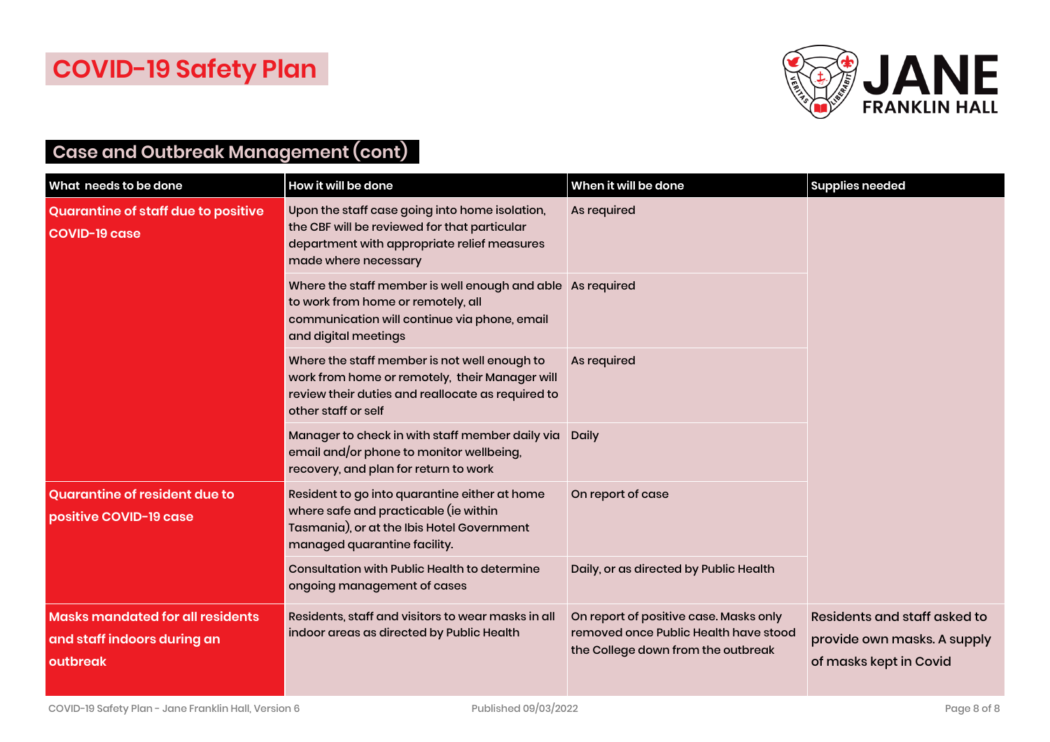# COVID-19 Safety Plan

JANE FRANKLIN HALL

## Case and Outbreak Management (cont)

| What needs to be done | How it will be done | When it will be done | Supplies needed |
|---|---|---|---|
| Quarantine of staff due to positive COVID-19 case | Upon the staff case going into home isolation, the CBF will be reviewed for that particular department with appropriate relief measures made where necessary | As required | |
| | Where the staff member is well enough and able to work from home or remotely, all communication will continue via phone, email and digital meetings | As required | |
| | Where the staff member is not well enough to work from home or remotely, their Manager will review their duties and reallocate as required to other staff or self | As required | |
| | Manager to check in with staff member daily via email and/or phone to monitor wellbeing, recovery, and plan for return to work | Daily | |
| Quarantine of resident due to positive COVID-19 case | Resident to go into quarantine either at home where safe and practicable (ie within Tasmania), or at the Ibis Hotel Government managed quarantine facility. | On report of case | |
| | Consultation with Public Health to determine ongoing management of cases | Daily, or as directed by Public Health | |
| Masks mandated for all residents and staff indoors during an outbreak | Residents, staff and visitors to wear masks in all indoor areas as directed by Public Health | On report of positive case. Masks only removed once Public Health have stood the College down from the outbreak | Residents and staff asked to provide own masks. A supply of masks kept in Covid |